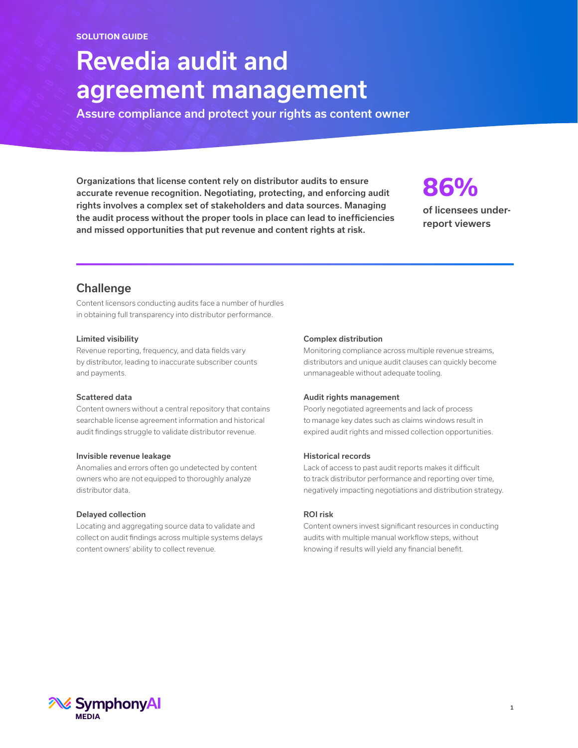SOLUTION GUIDE

# Revedia audit and agreement management

**Assure compliance and protect your rights as content owner**

**Organizations that license content rely on distributor audits to ensure accurate revenue recognition. Negotiating, protecting, and enforcing audit rights involves a complex set of stakeholders and data sources. Managing the audit process without the proper tools in place can lead to inefficiencies and missed opportunities that put revenue and content rights at risk.**

**86%**

**of licensees under-report viewers**

## Challenge

Content licensors conducting audits face a number of hurdles in obtaining full transparency into distributor performance.

#### Limited visibility

Revenue reporting, frequency, and data fields vary by distributor, leading to inaccurate subscriber counts and payments.

#### Scattered data

Content owners without a central repository that contains searchable license agreement information and historical audit findings struggle to validate distributor revenue.

#### Invisible revenue leakage

Anomalies and errors often go undetected by content owners who are not equipped to thoroughly analyze distributor data.

#### Delayed collection

Locating and aggregating source data to validate and collect on audit findings across multiple systems delays content owners' ability to collect revenue.

#### Complex distribution

Monitoring compliance across multiple revenue streams, distributors and unique audit clauses can quickly become unmanageable without adequate tooling.

#### Audit rights management

Poorly negotiated agreements and lack of process to manage key dates such as claims windows result in expired audit rights and missed collection opportunities.

#### Historical records

Lack of access to past audit reports makes it difficult to track distributor performance and reporting over time, negatively impacting negotiations and distribution strategy.

#### ROI risk

Content owners invest significant resources in conducting audits with multiple manual workflow steps, without knowing if results will yield any financial benefit.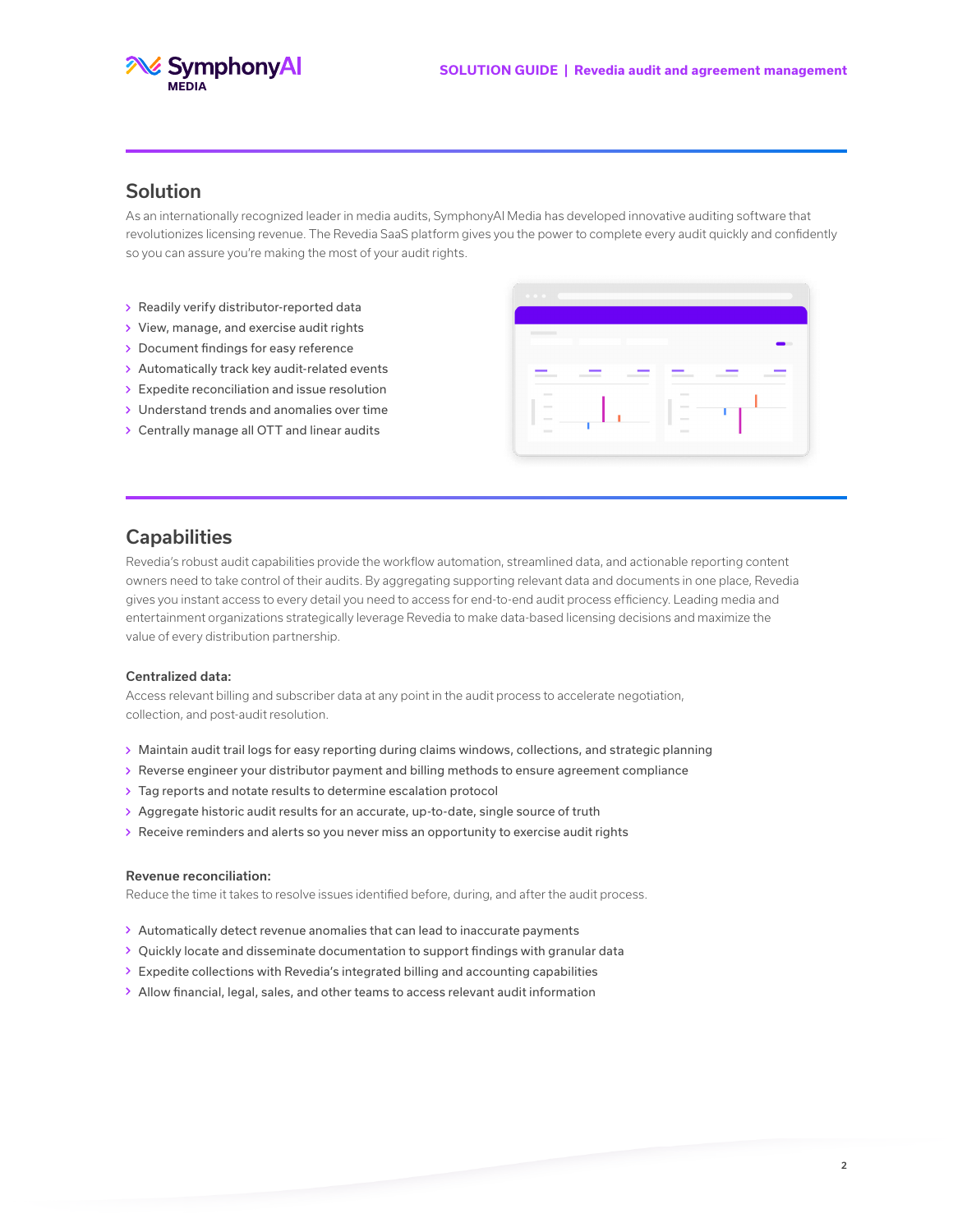## Solution

As an internationally recognized leader in media audits, SymphonyAI Media has developed innovative auditing software that revolutionizes licensing revenue. The Revedia SaaS platform gives you the power to complete every audit quickly and confidently so you can assure you're making the most of your audit rights.

- Readily verify distributor-reported data
- View, manage, and exercise audit rights
- Document findings for easy reference
- Automatically track key audit-related events
- Expedite reconciliation and issue resolution
- Understand trends and anomalies over time
- Centrally manage all OTT and linear audits

## Capabilities

Revedia's robust audit capabilities provide the workflow automation, streamlined data, and actionable reporting content owners need to take control of their audits. By aggregating supporting relevant data and documents in one place, Revedia gives you instant access to every detail you need to access for end-to-end audit process efficiency. Leading media and entertainment organizations strategically leverage Revedia to make data-based licensing decisions and maximize the value of every distribution partnership.

**Centralized data:**

Access relevant billing and subscriber data at any point in the audit process to accelerate negotiation, collection, and post-audit resolution.

- Maintain audit trail logs for easy reporting during claims windows, collections, and strategic planning
- Reverse engineer your distributor payment and billing methods to ensure agreement compliance
- Tag reports and notate results to determine escalation protocol
- Aggregate historic audit results for an accurate, up-to-date, single source of truth
- Receive reminders and alerts so you never miss an opportunity to exercise audit rights

**Revenue reconciliation:**

Reduce the time it takes to resolve issues identified before, during, and after the audit process.

- Automatically detect revenue anomalies that can lead to inaccurate payments
- Quickly locate and disseminate documentation to support findings with granular data
- Expedite collections with Revedia's integrated billing and accounting capabilities
- Allow financial, legal, sales, and other teams to access relevant audit information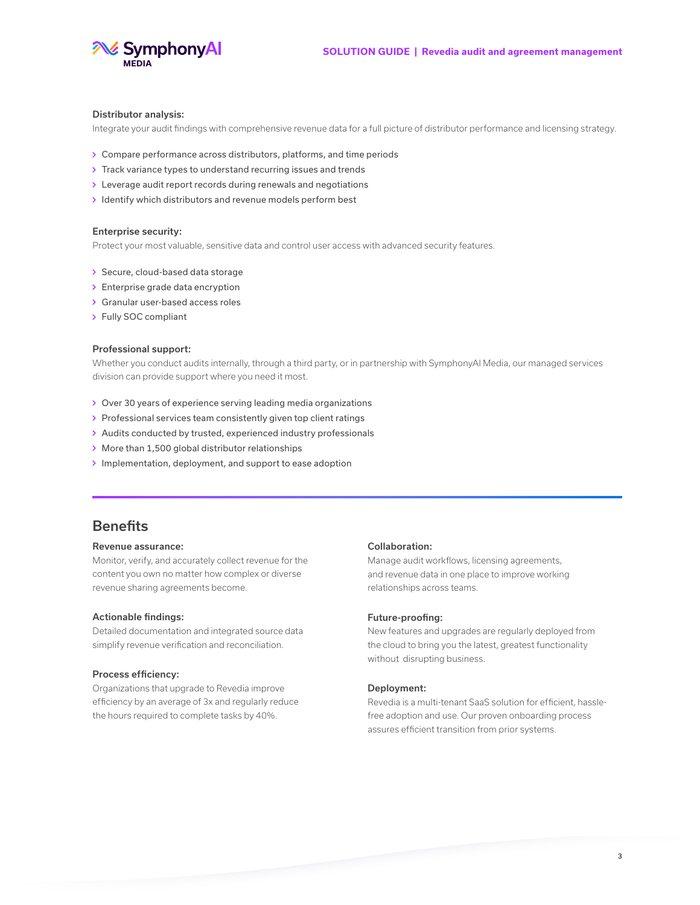**Distributor analysis:**

Integrate your audit findings with comprehensive revenue data for a full picture of distributor performance and licensing strategy.

- Compare performance across distributors, platforms, and time periods
- Track variance types to understand recurring issues and trends
- Leverage audit report records during renewals and negotiations
- Identify which distributors and revenue models perform best

**Enterprise security:**

Protect your most valuable, sensitive data and control user access with advanced security features.

- Secure, cloud-based data storage
- Enterprise grade data encryption
- Granular user-based access roles
- Fully SOC compliant

**Professional support:**

Whether you conduct audits internally, through a third party, or in partnership with SymphonyAI Media, our managed services division can provide support where you need it most.

- Over 30 years of experience serving leading media organizations
- Professional services team consistently given top client ratings
- Audits conducted by trusted, experienced industry professionals
- More than 1,500 global distributor relationships
- Implementation, deployment, and support to ease adoption

## Benefits

**Revenue assurance:**

Monitor, verify, and accurately collect revenue for the content you own no matter how complex or diverse revenue sharing agreements become.

**Actionable findings:**

Detailed documentation and integrated source data simplify revenue verification and reconciliation.

**Process efficiency:**

Organizations that upgrade to Revedia improve efficiency by an average of 3x and regularly reduce the hours required to complete tasks by 40%.

**Collaboration:**

Manage audit workflows, licensing agreements, and revenue data in one place to improve working relationships across teams.

**Future-proofing:**

New features and upgrades are regularly deployed from the cloud to bring you the latest, greatest functionality without disrupting business.

**Deployment:**

Revedia is a multi-tenant SaaS solution for efficient, hassle-free adoption and use. Our proven onboarding process assures efficient transition from prior systems.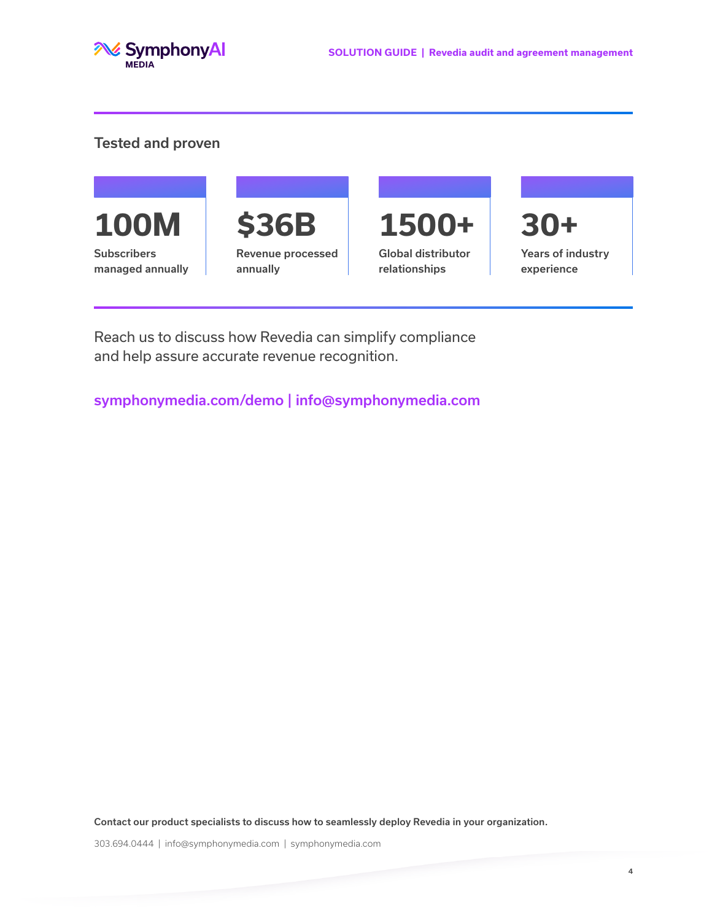## Tested and proven

**100M**
Subscribers managed annually

**$36B**
Revenue processed annually

**1500+**
Global distributor relationships

**30+**
Years of industry experience

Reach us to discuss how Revedia can simplify compliance and help assure accurate revenue recognition.

**symphonymedia.com/demo | info@symphonymedia.com**

**Contact our product specialists to discuss how to seamlessly deploy Revedia in your organization.**

303.694.0444 | info@symphonymedia.com | symphonymedia.com